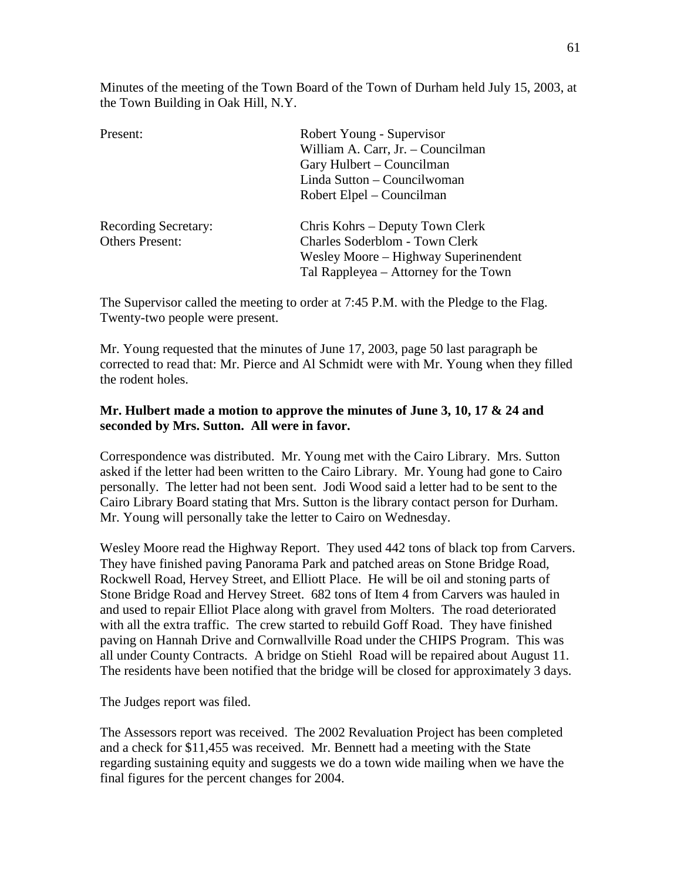Minutes of the meeting of the Town Board of the Town of Durham held July 15, 2003, at the Town Building in Oak Hill, N.Y.

| | |
|---|---|
| Present: | Robert Young - Supervisor |
| | William A. Carr, Jr. – Councilman |
| | Gary Hulbert – Councilman |
| | Linda Sutton – Councilwoman |
| | Robert Elpel – Councilman |
| Recording Secretary: | Chris Kohrs – Deputy Town Clerk |
| Others Present: | Charles Soderblom - Town Clerk |
| | Wesley Moore – Highway Superinendent |
| | Tal Rappleyea – Attorney for the Town |

The Supervisor called the meeting to order at 7:45 P.M. with the Pledge to the Flag. Twenty-two people were present.

Mr. Young requested that the minutes of June 17, 2003, page 50 last paragraph be corrected to read that: Mr. Pierce and Al Schmidt were with Mr. Young when they filled the rodent holes.

**Mr. Hulbert made a motion to approve the minutes of June 3, 10, 17 & 24 and seconded by Mrs. Sutton. All were in favor.**

Correspondence was distributed. Mr. Young met with the Cairo Library. Mrs. Sutton asked if the letter had been written to the Cairo Library. Mr. Young had gone to Cairo personally. The letter had not been sent. Jodi Wood said a letter had to be sent to the Cairo Library Board stating that Mrs. Sutton is the library contact person for Durham. Mr. Young will personally take the letter to Cairo on Wednesday.

Wesley Moore read the Highway Report. They used 442 tons of black top from Carvers. They have finished paving Panorama Park and patched areas on Stone Bridge Road, Rockwell Road, Hervey Street, and Elliott Place. He will be oil and stoning parts of Stone Bridge Road and Hervey Street. 682 tons of Item 4 from Carvers was hauled in and used to repair Elliot Place along with gravel from Molters. The road deteriorated with all the extra traffic. The crew started to rebuild Goff Road. They have finished paving on Hannah Drive and Cornwallville Road under the CHIPS Program. This was all under County Contracts. A bridge on Stiehl Road will be repaired about August 11. The residents have been notified that the bridge will be closed for approximately 3 days.

The Judges report was filed.

The Assessors report was received. The 2002 Revaluation Project has been completed and a check for $11,455 was received. Mr. Bennett had a meeting with the State regarding sustaining equity and suggests we do a town wide mailing when we have the final figures for the percent changes for 2004.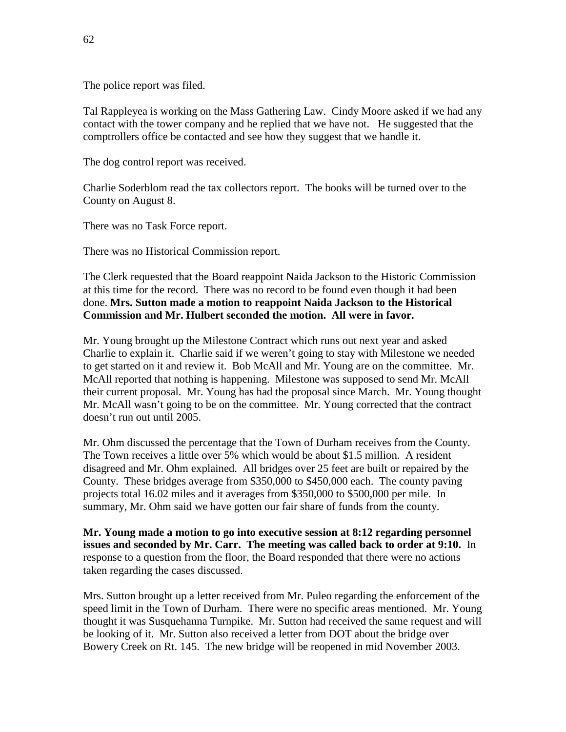The police report was filed.

Tal Rappleyea is working on the Mass Gathering Law. Cindy Moore asked if we had any contact with the tower company and he replied that we have not. He suggested that the comptrollers office be contacted and see how they suggest that we handle it.

The dog control report was received.

Charlie Soderblom read the tax collectors report. The books will be turned over to the County on August 8.

There was no Task Force report.

There was no Historical Commission report.

The Clerk requested that the Board reappoint Naida Jackson to the Historic Commission at this time for the record. There was no record to be found even though it had been done. **Mrs. Sutton made a motion to reappoint Naida Jackson to the Historical Commission and Mr. Hulbert seconded the motion. All were in favor.**

Mr. Young brought up the Milestone Contract which runs out next year and asked Charlie to explain it. Charlie said if we weren't going to stay with Milestone we needed to get started on it and review it. Bob McAll and Mr. Young are on the committee. Mr. McAll reported that nothing is happening. Milestone was supposed to send Mr. McAll their current proposal. Mr. Young has had the proposal since March. Mr. Young thought Mr. McAll wasn't going to be on the committee. Mr. Young corrected that the contract doesn't run out until 2005.

Mr. Ohm discussed the percentage that the Town of Durham receives from the County. The Town receives a little over 5% which would be about $1.5 million. A resident disagreed and Mr. Ohm explained. All bridges over 25 feet are built or repaired by the County. These bridges average from $350,000 to $450,000 each. The county paving projects total 16.02 miles and it averages from $350,000 to $500,000 per mile. In summary, Mr. Ohm said we have gotten our fair share of funds from the county.

**Mr. Young made a motion to go into executive session at 8:12 regarding personnel issues and seconded by Mr. Carr. The meeting was called back to order at 9:10.** In response to a question from the floor, the Board responded that there were no actions taken regarding the cases discussed.

Mrs. Sutton brought up a letter received from Mr. Puleo regarding the enforcement of the speed limit in the Town of Durham. There were no specific areas mentioned. Mr. Young thought it was Susquehanna Turnpike. Mr. Sutton had received the same request and will be looking of it. Mr. Sutton also received a letter from DOT about the bridge over Bowery Creek on Rt. 145. The new bridge will be reopened in mid November 2003.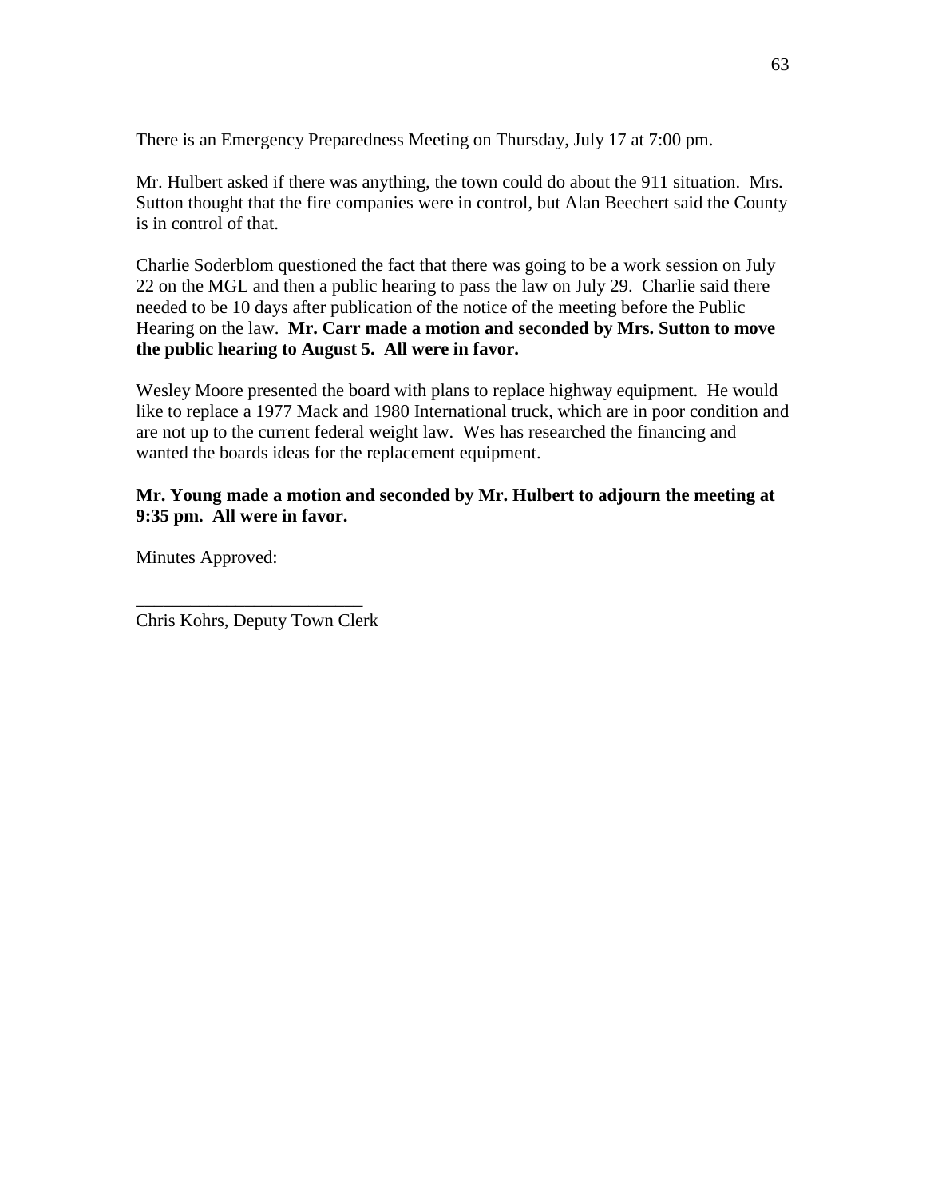There is an Emergency Preparedness Meeting on Thursday, July 17 at 7:00 pm.

Mr. Hulbert asked if there was anything, the town could do about the 911 situation. Mrs. Sutton thought that the fire companies were in control, but Alan Beechert said the County is in control of that.

Charlie Soderblom questioned the fact that there was going to be a work session on July 22 on the MGL and then a public hearing to pass the law on July 29. Charlie said there needed to be 10 days after publication of the notice of the meeting before the Public Hearing on the law. **Mr. Carr made a motion and seconded by Mrs. Sutton to move the public hearing to August 5. All were in favor.**

Wesley Moore presented the board with plans to replace highway equipment. He would like to replace a 1977 Mack and 1980 International truck, which are in poor condition and are not up to the current federal weight law. Wes has researched the financing and wanted the boards ideas for the replacement equipment.

**Mr. Young made a motion and seconded by Mr. Hulbert to adjourn the meeting at 9:35 pm. All were in favor.**

Minutes Approved:

_________________________
Chris Kohrs, Deputy Town Clerk